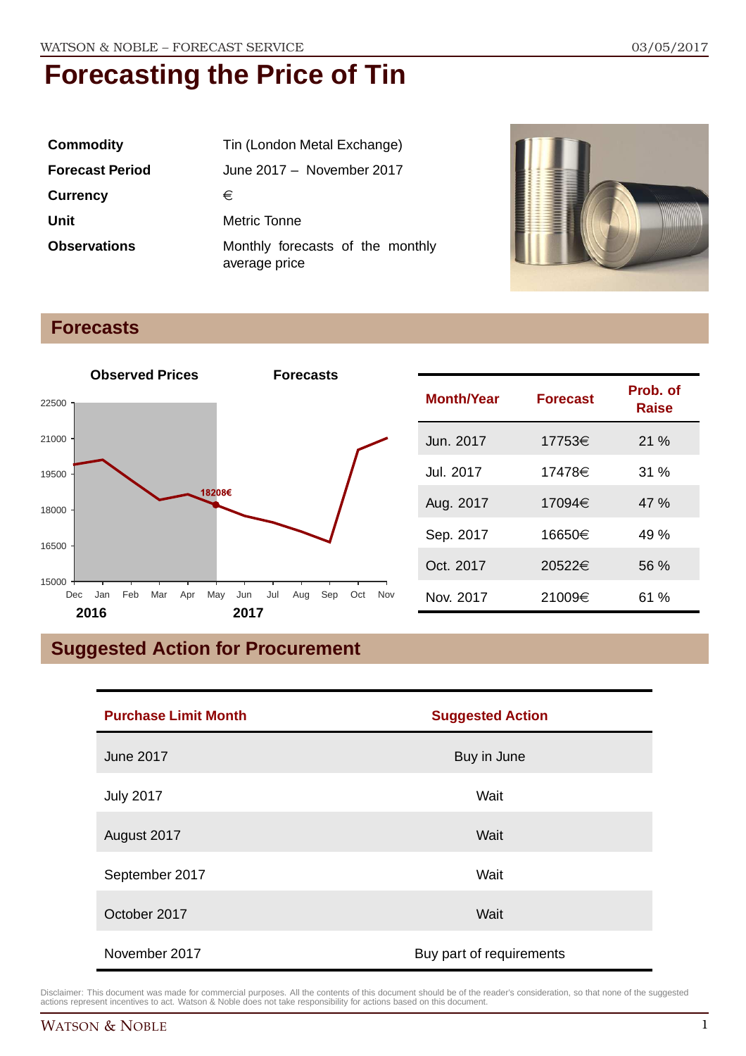# Forecasting the Price of Tin

| | |
|---|---|
| **Commodity** | Tin (London Metal Exchange) |
| **Forecast Period** | June 2017 – November 2017 |
| **Currency** | € |
| **Unit** | Metric Tonne |
| **Observations** | Monthly forecasts of the monthly average price |

## Forecasts

| Month/Year | Forecast | Prob. of Raise |
|---|---|---|
| Jun. 2017 | 17753€ | 21 % |
| Jul. 2017 | 17478€ | 31 % |
| Aug. 2017 | 17094€ | 47 % |
| Sep. 2017 | 16650€ | 49 % |
| Oct. 2017 | 20522€ | 56 % |
| Nov. 2017 | 21009€ | 61 % |

## Suggested Action for Procurement

| Purchase Limit Month | Suggested Action |
|---|---|
| June 2017 | Buy in June |
| July 2017 | Wait |
| August 2017 | Wait |
| September 2017 | Wait |
| October 2017 | Wait |
| November 2017 | Buy part of requirements |

Disclaimer: This document was made for commercial purposes. All the contents of this document should be of the reader's consideration, so that none of the suggested actions represent incentives to act. Watson & Noble does not take responsibility for actions based on this document.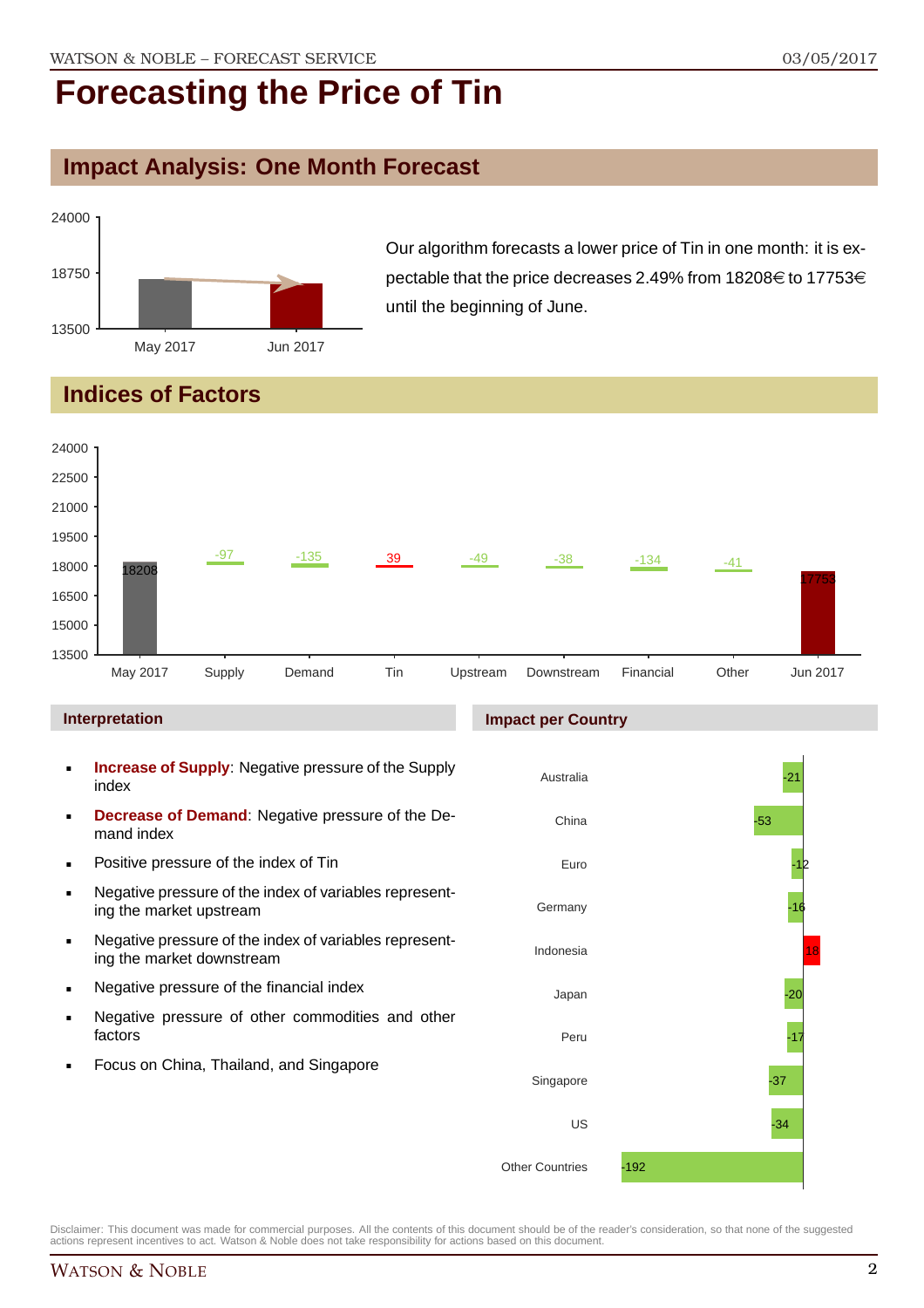# Forecasting the Price of Tin

## Impact Analysis: One Month Forecast

Our algorithm forecasts a lower price of Tin in one month: it is expectable that the price decreases 2.49% from 18208€ to 17753€ until the beginning of June.

## Indices of Factors

| May 2017 | Supply | Demand | Tin | Upstream | Downstream | Financial | Other | Jun 2017 |
|---|---|---|---|---|---|---|---|---|
| 18208 | -97 | -135 | 39 | -49 | -38 | -134 | -41 | 17753 |

### Interpretation

- **Increase of Supply**: Negative pressure of the Supply index
- **Decrease of Demand**: Negative pressure of the Demand index
- Positive pressure of the index of Tin
- Negative pressure of the index of variables representing the market upstream
- Negative pressure of the index of variables representing the market downstream
- Negative pressure of the financial index
- Negative pressure of other commodities and other factors
- Focus on China, Thailand, and Singapore

### Impact per Country

| Country | Impact |
|---|---|
| Australia | -21 |
| China | -53 |
| Euro | -12 |
| Germany | -16 |
| Indonesia | 18 |
| Japan | -20 |
| Peru | -17 |
| Singapore | -37 |
| US | -34 |
| Other Countries | -192 |

Disclaimer: This document was made for commercial purposes. All the contents of this document should be of the reader's consideration, so that none of the suggested actions represent incentives to act. Watson & Noble does not take responsibility for actions based on this document.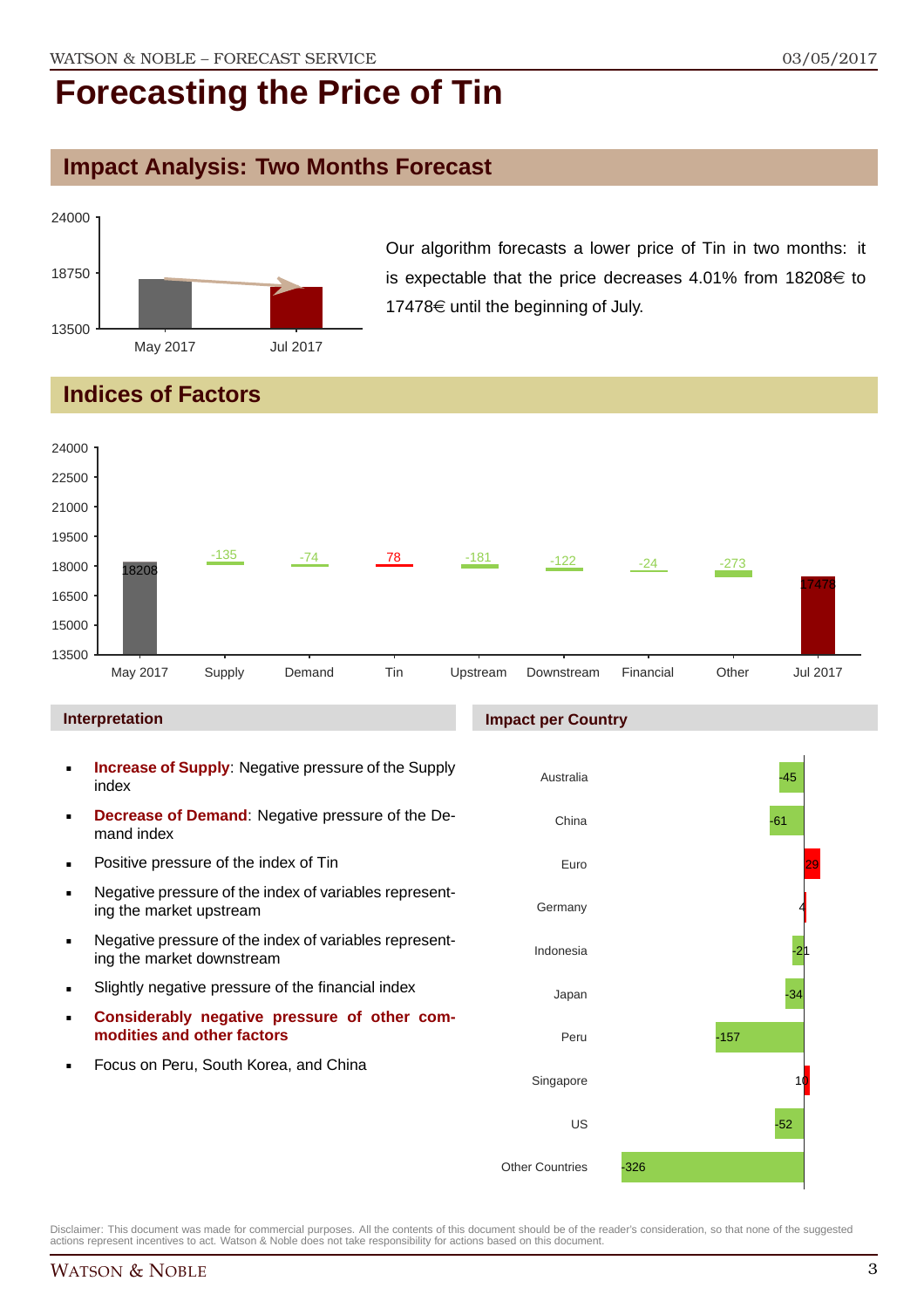# Forecasting the Price of Tin

## Impact Analysis: Two Months Forecast

Our algorithm forecasts a lower price of Tin in two months: it is expectable that the price decreases 4.01% from 18208€ to 17478€ until the beginning of July.

## Indices of Factors

### Interpretation

- **Increase of Supply**: Negative pressure of the Supply index
- **Decrease of Demand**: Negative pressure of the Demand index
- Positive pressure of the index of Tin
- Negative pressure of the index of variables representing the market upstream
- Negative pressure of the index of variables representing the market downstream
- Slightly negative pressure of the financial index
- **Considerably negative pressure of other commodities and other factors**
- Focus on Peru, South Korea, and China

### Impact per Country

| Country | Impact |
| --- | --- |
| Australia | -45 |
| China | -61 |
| Euro | 29 |
| Germany | 4 |
| Indonesia | -21 |
| Japan | -34 |
| Peru | -157 |
| Singapore | 10 |
| US | -52 |
| Other Countries | -326 |

Disclaimer: This document was made for commercial purposes. All the contents of this document should be of the reader's consideration, so that none of the suggested actions represent incentives to act. Watson & Noble does not take responsibility for actions based on this document.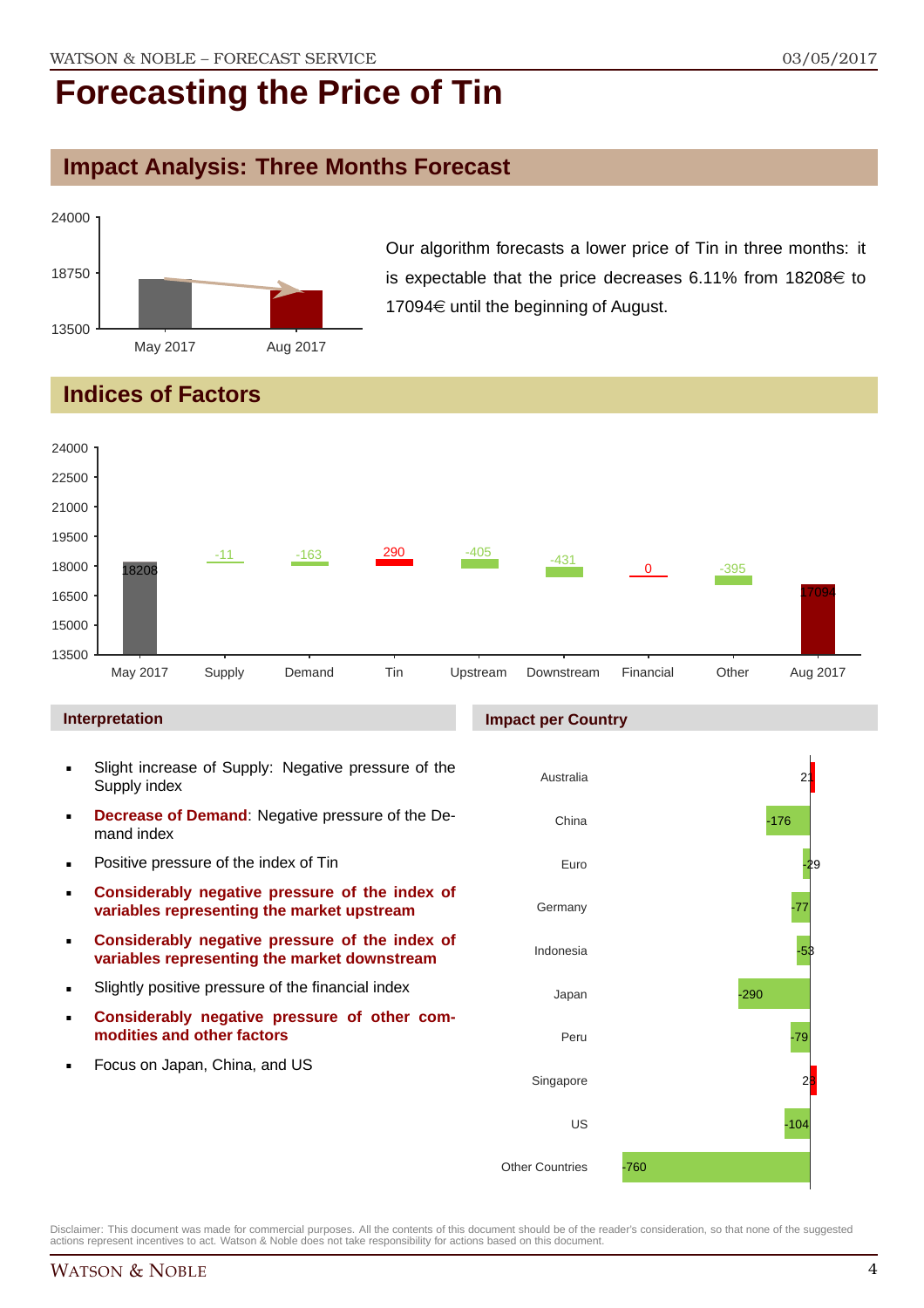# Forecasting the Price of Tin

## Impact Analysis: Three Months Forecast

Our algorithm forecasts a lower price of Tin in three months: it is expectable that the price decreases 6.11% from 18208€ to 17094€ until the beginning of August.

## Indices of Factors

| | May 2017 | Supply | Demand | Tin | Upstream | Downstream | Financial | Other | Aug 2017 |
|---|---|---|---|---|---|---|---|---|---|
| Value | 18208 | -11 | -163 | 290 | -405 | -431 | 0 | -395 | 17094 |

### Interpretation

- Slight increase of Supply: Negative pressure of the Supply index
- **Decrease of Demand**: Negative pressure of the Demand index
- Positive pressure of the index of Tin
- **Considerably negative pressure of the index of variables representing the market upstream**
- **Considerably negative pressure of the index of variables representing the market downstream**
- Slightly positive pressure of the financial index
- **Considerably negative pressure of other commodities and other factors**
- Focus on Japan, China, and US

### Impact per Country

| Country | Impact |
|---|---|
| Australia | 21 |
| China | -176 |
| Euro | -29 |
| Germany | -77 |
| Indonesia | -53 |
| Japan | -290 |
| Peru | -79 |
| Singapore | 28 |
| US | -104 |
| Other Countries | -760 |

Disclaimer: This document was made for commercial purposes. All the contents of this document should be of the reader's consideration, so that none of the suggested actions represent incentives to act. Watson & Noble does not take responsibility for actions based on this document.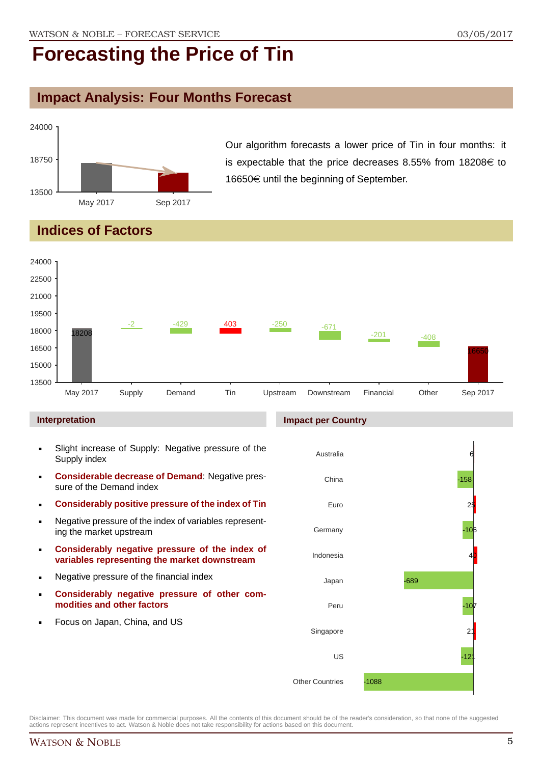# Forecasting the Price of Tin

## Impact Analysis: Four Months Forecast

Our algorithm forecasts a lower price of Tin in four months: it is expectable that the price decreases 8.55% from 18208€ to 16650€ until the beginning of September.

## Indices of Factors

| | May 2017 | Supply | Demand | Tin | Upstream | Downstream | Financial | Other | Sep 2017 |
|---|---|---|---|---|---|---|---|---|---|
| Value | 18208 | -2 | -429 | 403 | -250 | -671 | -201 | -408 | 16650 |

### Interpretation

- Slight increase of Supply: Negative pressure of the Supply index
- **Considerable decrease of Demand**: Negative pressure of the Demand index
- **Considerably positive pressure of the index of Tin**
- Negative pressure of the index of variables representing the market upstream
- **Considerably negative pressure of the index of variables representing the market downstream**
- Negative pressure of the financial index
- **Considerably negative pressure of other commodities and other factors**
- Focus on Japan, China, and US

### Impact per Country

| Country | Impact |
|---|---|
| Australia | 6 |
| China | -158 |
| Euro | 25 |
| Germany | -106 |
| Indonesia | 40 |
| Japan | -689 |
| Peru | -107 |
| Singapore | 21 |
| US | -121 |
| Other Countries | -1088 |

Disclaimer: This document was made for commercial purposes. All the contents of this document should be of the reader's consideration, so that none of the suggested actions represent incentives to act. Watson & Noble does not take responsibility for actions based on this document.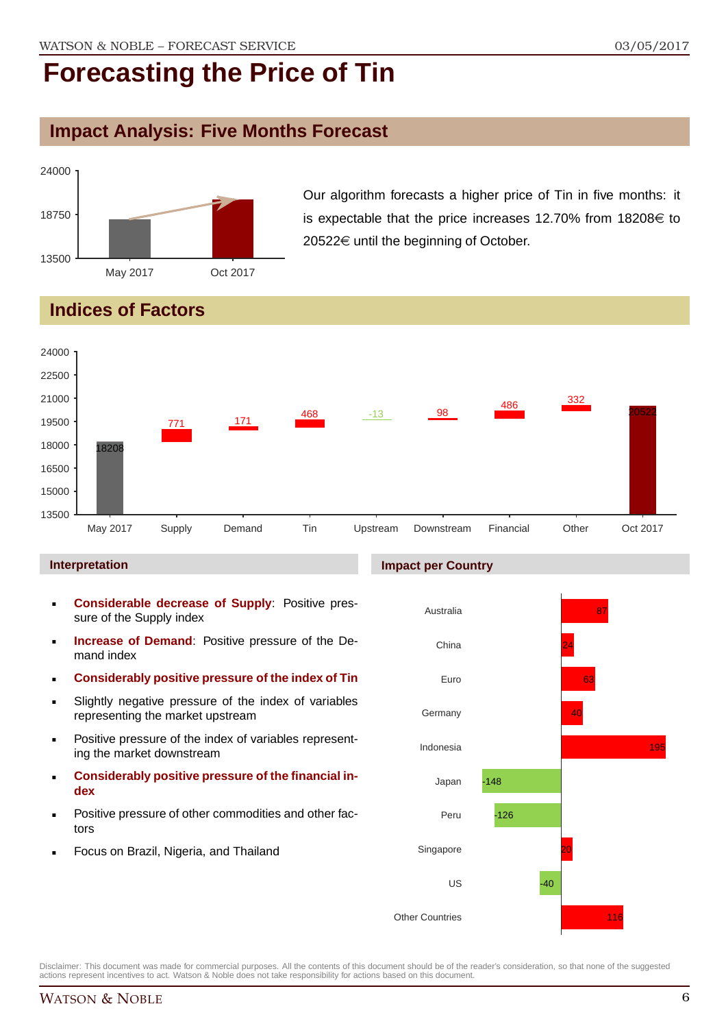# Forecasting the Price of Tin

## Impact Analysis: Five Months Forecast

Our algorithm forecasts a higher price of Tin in five months: it is expectable that the price increases 12.70% from 18208€ to 20522€ until the beginning of October.

## Indices of Factors

| | May 2017 | Supply | Demand | Tin | Upstream | Downstream | Financial | Other | Oct 2017 |
|---|---|---|---|---|---|---|---|---|---|
| Value | 18208 | 771 | 171 | 468 | -13 | 98 | 486 | 332 | 20522 |

### Interpretation

- **Considerable decrease of Supply**: Positive pressure of the Supply index
- **Increase of Demand**: Positive pressure of the Demand index
- **Considerably positive pressure of the index of Tin**
- Slightly negative pressure of the index of variables representing the market upstream
- Positive pressure of the index of variables representing the market downstream
- **Considerably positive pressure of the financial index**
- Positive pressure of other commodities and other factors
- Focus on Brazil, Nigeria, and Thailand

### Impact per Country

| Country | Impact |
|---|---|
| Australia | 87 |
| China | 24 |
| Euro | 63 |
| Germany | 40 |
| Indonesia | 195 |
| Japan | -148 |
| Peru | -126 |
| Singapore | 20 |
| US | -40 |
| Other Countries | 116 |

Disclaimer: This document was made for commercial purposes. All the contents of this document should be of the reader's consideration, so that none of the suggested actions represent incentives to act. Watson & Noble does not take responsibility for actions based on this document.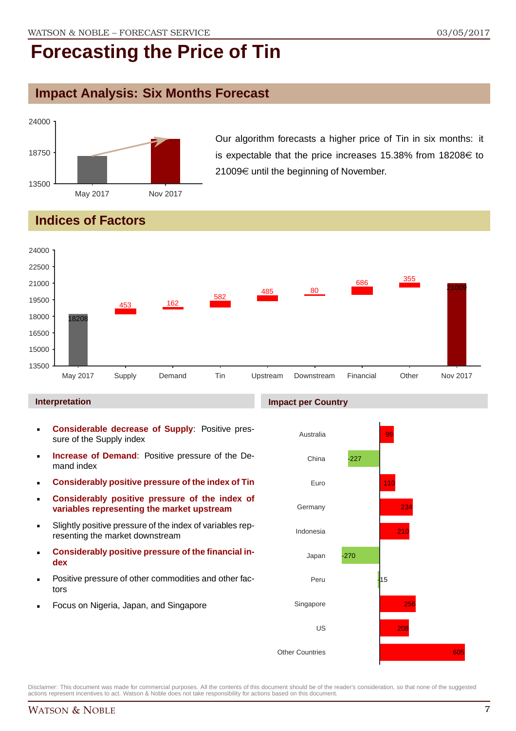# Forecasting the Price of Tin

## Impact Analysis: Six Months Forecast

Our algorithm forecasts a higher price of Tin in six months: it is expectable that the price increases 15.38% from 18208€ to 21009€ until the beginning of November.

## Indices of Factors

| | May 2017 | Supply | Demand | Tin | Upstream | Downstream | Financial | Other | Nov 2017 |
|---|---|---|---|---|---|---|---|---|---|
| Value | 18208 | 453 | 162 | 582 | 485 | 80 | 686 | 355 | 21009 |

### Interpretation

- **Considerable decrease of Supply**: Positive pressure of the Supply index
- **Increase of Demand**: Positive pressure of the Demand index
- **Considerably positive pressure of the index of Tin**
- **Considerably positive pressure of the index of variables representing the market upstream**
- Slightly positive pressure of the index of variables representing the market downstream
- **Considerably positive pressure of the financial index**
- Positive pressure of other commodities and other factors
- Focus on Nigeria, Japan, and Singapore

### Impact per Country

| Country | Impact |
|---|---|
| Australia | 99 |
| China | -227 |
| Euro | 110 |
| Germany | 234 |
| Indonesia | 210 |
| Japan | -270 |
| Peru | -15 |
| Singapore | 256 |
| US | 208 |
| Other Countries | 605 |

Disclaimer: This document was made for commercial purposes. All the contents of this document should be of the reader's consideration, so that none of the suggested actions represent incentives to act. Watson & Noble does not take responsibility for actions based on this document.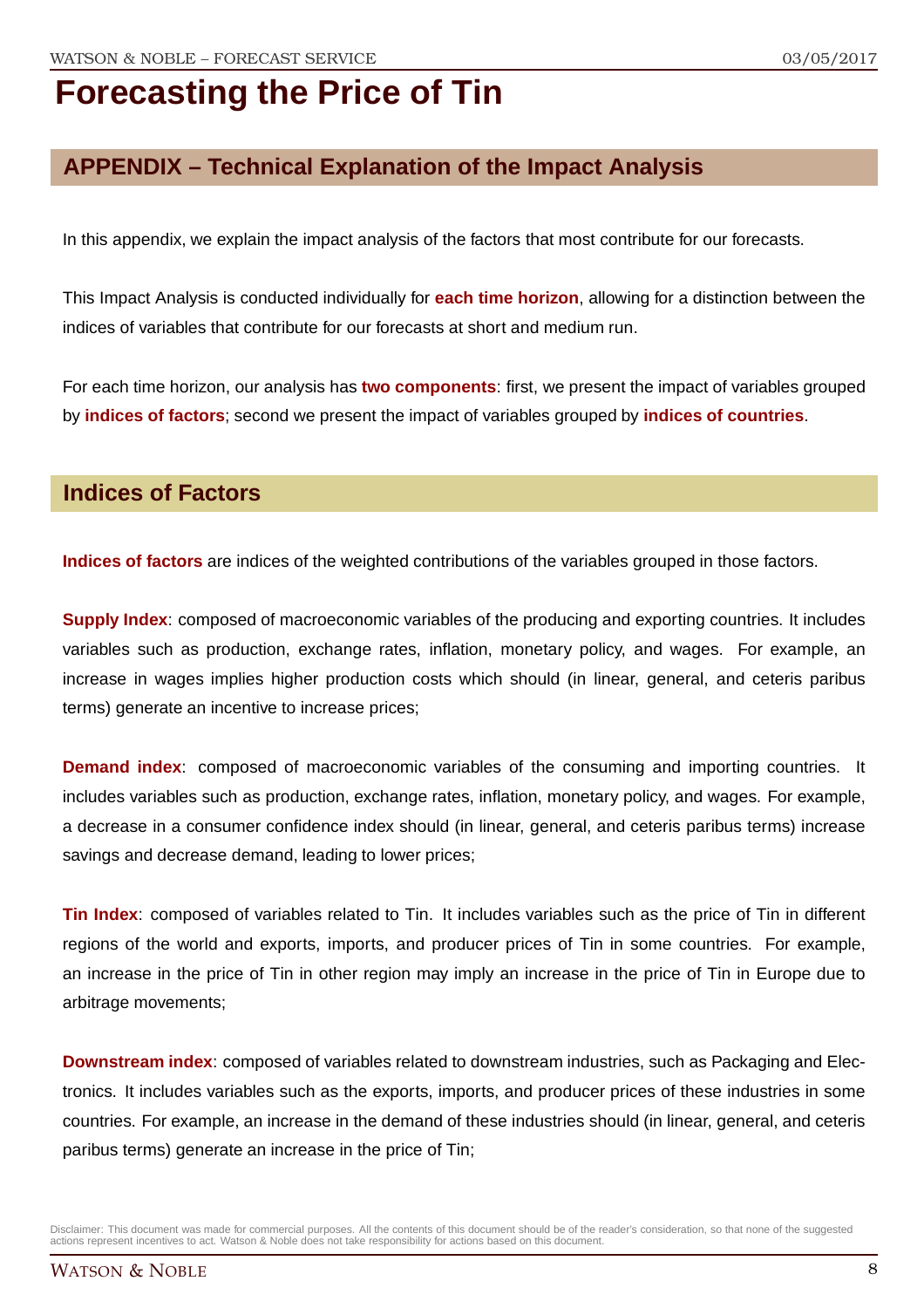# Forecasting the Price of Tin

## APPENDIX – Technical Explanation of the Impact Analysis

In this appendix, we explain the impact analysis of the factors that most contribute for our forecasts.

This Impact Analysis is conducted individually for **each time horizon**, allowing for a distinction between the indices of variables that contribute for our forecasts at short and medium run.

For each time horizon, our analysis has **two components**: first, we present the impact of variables grouped by **indices of factors**; second we present the impact of variables grouped by **indices of countries**.

## Indices of Factors

**Indices of factors** are indices of the weighted contributions of the variables grouped in those factors.

**Supply Index**: composed of macroeconomic variables of the producing and exporting countries. It includes variables such as production, exchange rates, inflation, monetary policy, and wages. For example, an increase in wages implies higher production costs which should (in linear, general, and ceteris paribus terms) generate an incentive to increase prices;

**Demand index**: composed of macroeconomic variables of the consuming and importing countries. It includes variables such as production, exchange rates, inflation, monetary policy, and wages. For example, a decrease in a consumer confidence index should (in linear, general, and ceteris paribus terms) increase savings and decrease demand, leading to lower prices;

**Tin Index**: composed of variables related to Tin. It includes variables such as the price of Tin in different regions of the world and exports, imports, and producer prices of Tin in some countries. For example, an increase in the price of Tin in other region may imply an increase in the price of Tin in Europe due to arbitrage movements;

**Downstream index**: composed of variables related to downstream industries, such as Packaging and Electronics. It includes variables such as the exports, imports, and producer prices of these industries in some countries. For example, an increase in the demand of these industries should (in linear, general, and ceteris paribus terms) generate an increase in the price of Tin;

Disclaimer: This document was made for commercial purposes. All the contents of this document should be of the reader's consideration, so that none of the suggested actions represent incentives to act. Watson & Noble does not take responsibility for actions based on this document.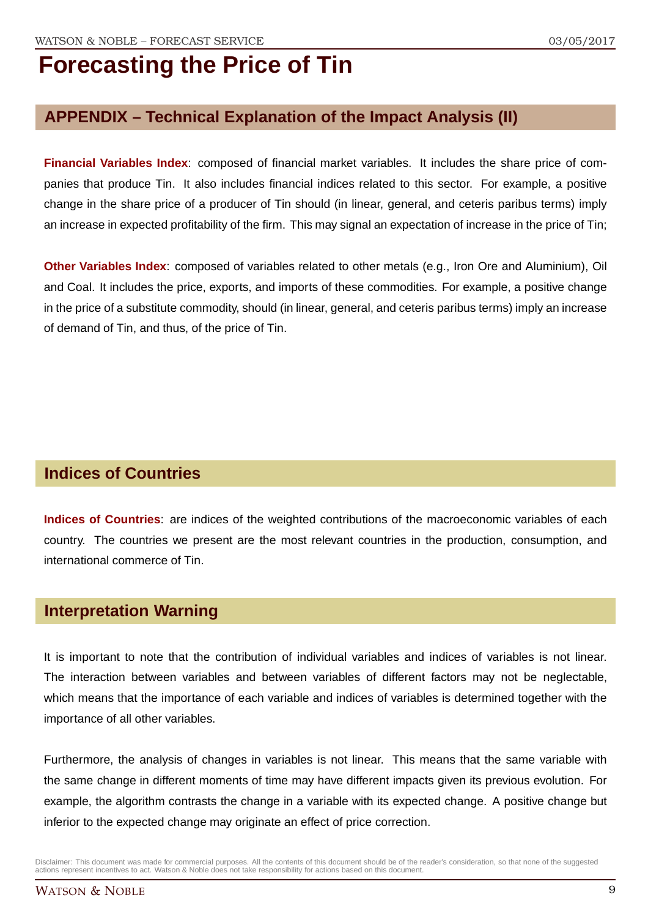# Forecasting the Price of Tin

## APPENDIX – Technical Explanation of the Impact Analysis (II)

**Financial Variables Index**: composed of financial market variables. It includes the share price of companies that produce Tin. It also includes financial indices related to this sector. For example, a positive change in the share price of a producer of Tin should (in linear, general, and ceteris paribus terms) imply an increase in expected profitability of the firm. This may signal an expectation of increase in the price of Tin;

**Other Variables Index**: composed of variables related to other metals (e.g., Iron Ore and Aluminium), Oil and Coal. It includes the price, exports, and imports of these commodities. For example, a positive change in the price of a substitute commodity, should (in linear, general, and ceteris paribus terms) imply an increase of demand of Tin, and thus, of the price of Tin.

## Indices of Countries

**Indices of Countries**: are indices of the weighted contributions of the macroeconomic variables of each country. The countries we present are the most relevant countries in the production, consumption, and international commerce of Tin.

## Interpretation Warning

It is important to note that the contribution of individual variables and indices of variables is not linear. The interaction between variables and between variables of different factors may not be neglectable, which means that the importance of each variable and indices of variables is determined together with the importance of all other variables.

Furthermore, the analysis of changes in variables is not linear. This means that the same variable with the same change in different moments of time may have different impacts given its previous evolution. For example, the algorithm contrasts the change in a variable with its expected change. A positive change but inferior to the expected change may originate an effect of price correction.

Disclaimer: This document was made for commercial purposes. All the contents of this document should be of the reader's consideration, so that none of the suggested actions represent incentives to act. Watson & Noble does not take responsibility for actions based on this document.